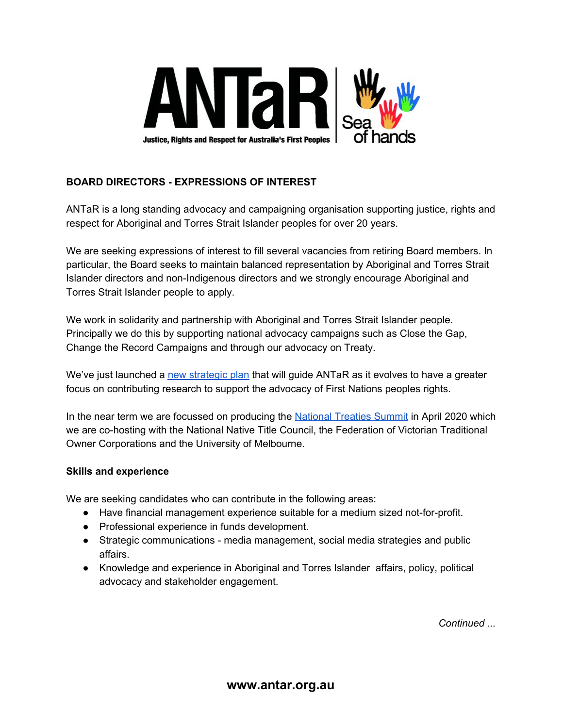ANTaR

Justice, Rights and Respect for Australia's First Peoples

Sea of hands

**BOARD DIRECTORS - EXPRESSIONS OF INTEREST**

ANTaR is a long standing advocacy and campaigning organisation supporting justice, rights and respect for Aboriginal and Torres Strait Islander peoples for over 20 years.

We are seeking expressions of interest to fill several vacancies from retiring Board members. In particular, the Board seeks to maintain balanced representation by Aboriginal and Torres Strait Islander directors and non-Indigenous directors and we strongly encourage Aboriginal and Torres Strait Islander people to apply.

We work in solidarity and partnership with Aboriginal and Torres Strait Islander people. Principally we do this by supporting national advocacy campaigns such as Close the Gap, Change the Record Campaigns and through our advocacy on Treaty.

We've just launched a new strategic plan that will guide ANTaR as it evolves to have a greater focus on contributing research to support the advocacy of First Nations peoples rights.

In the near term we are focussed on producing the National Treaties Summit in April 2020 which we are co-hosting with the National Native Title Council, the Federation of Victorian Traditional Owner Corporations and the University of Melbourne.

**Skills and experience**

We are seeking candidates who can contribute in the following areas:

- Have financial management experience suitable for a medium sized not-for-profit.
- Professional experience in funds development.
- Strategic communications - media management, social media strategies and public affairs.
- Knowledge and experience in Aboriginal and Torres Islander affairs, policy, political advocacy and stakeholder engagement.

*Continued ...*

**www.antar.org.au**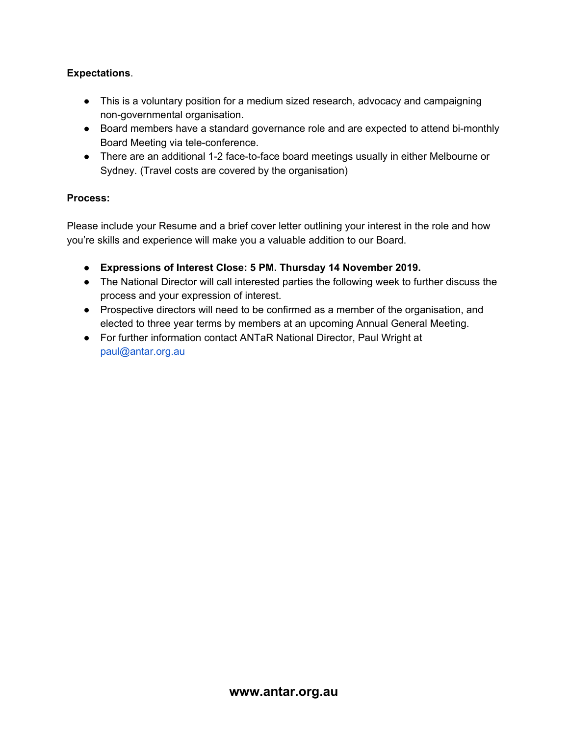**Expectations**.

- This is a voluntary position for a medium sized research, advocacy and campaigning non-governmental organisation.
- Board members have a standard governance role and are expected to attend bi-monthly Board Meeting via tele-conference.
- There are an additional 1-2 face-to-face board meetings usually in either Melbourne or Sydney. (Travel costs are covered by the organisation)

**Process:**

Please include your Resume and a brief cover letter outlining your interest in the role and how you're skills and experience will make you a valuable addition to our Board.

- **Expressions of Interest Close: 5 PM. Thursday 14 November 2019.**
- The National Director will call interested parties the following week to further discuss the process and your expression of interest.
- Prospective directors will need to be confirmed as a member of the organisation, and elected to three year terms by members at an upcoming Annual General Meeting.
- For further information contact ANTaR National Director, Paul Wright at [paul@antar.org.au](mailto:paul@antar.org.au)

**www.antar.org.au**